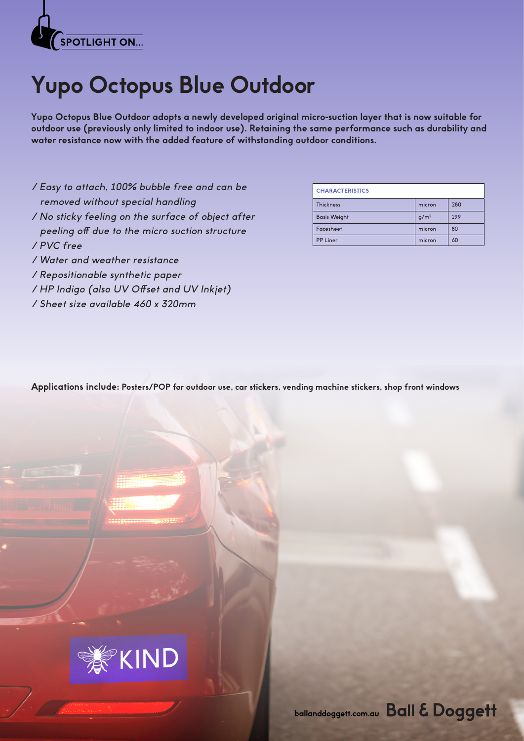SPOTLIGHT ON...

# Yupo Octopus Blue Outdoor

**Yupo Octopus Blue Outdoor adopts a newly developed original micro-suction layer that is now suitable for outdoor use (previously only limited to indoor use). Retaining the same performance such as durability and water resistance now with the added feature of withstanding outdoor conditions.**

*/ Easy to attach, 100% bubble free and can be removed without special handling*
*/ No sticky feeling on the surface of object after peeling off due to the micro suction structure*
*/ PVC free*
*/ Water and weather resistance*
*/ Repositionable synthetic paper*
*/ HP Indigo (also UV Offset and UV Inkjet)*
*/ Sheet size available 460 x 320mm*

| CHARACTERISTICS | | |
|---|---|---|
| Thickness | micron | 280 |
| Basis Weight | g/m² | 199 |
| Facesheet | micron | 80 |
| PP Liner | micron | 60 |

**Applications include:** Posters/POP for outdoor use, car stickers, vending machine stickers, shop front windows

KIND

ballanddoggett.com.au Ball & Doggett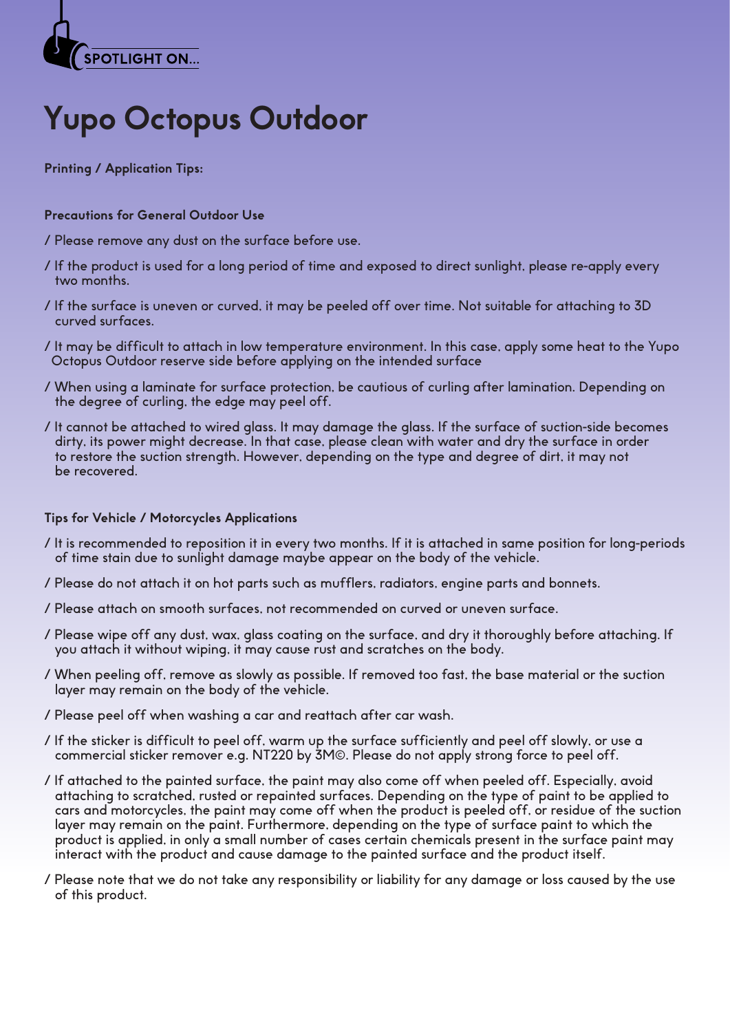SPOTLIGHT ON...

# Yupo Octopus Outdoor

**Printing / Application Tips:**

**Precautions for General Outdoor Use**

/ Please remove any dust on the surface before use.

/ If the product is used for a long period of time and exposed to direct sunlight, please re-apply every two months.

/ If the surface is uneven or curved, it may be peeled off over time. Not suitable for attaching to 3D curved surfaces.

/ It may be difficult to attach in low temperature environment. In this case, apply some heat to the Yupo Octopus Outdoor reserve side before applying on the intended surface

/ When using a laminate for surface protection, be cautious of curling after lamination. Depending on the degree of curling, the edge may peel off.

/ It cannot be attached to wired glass. It may damage the glass. If the surface of suction-side becomes dirty, its power might decrease. In that case, please clean with water and dry the surface in order to restore the suction strength. However, depending on the type and degree of dirt, it may not be recovered.

**Tips for Vehicle / Motorcycles Applications**

/ It is recommended to reposition it in every two months. If it is attached in same position for long-periods of time stain due to sunlight damage maybe appear on the body of the vehicle.

/ Please do not attach it on hot parts such as mufflers, radiators, engine parts and bonnets.

/ Please attach on smooth surfaces, not recommended on curved or uneven surface.

/ Please wipe off any dust, wax, glass coating on the surface, and dry it thoroughly before attaching. If you attach it without wiping, it may cause rust and scratches on the body.

/ When peeling off, remove as slowly as possible. If removed too fast, the base material or the suction layer may remain on the body of the vehicle.

/ Please peel off when washing a car and reattach after car wash.

/ If the sticker is difficult to peel off, warm up the surface sufficiently and peel off slowly, or use a commercial sticker remover e.g. NT220 by 3M©. Please do not apply strong force to peel off.

/ If attached to the painted surface, the paint may also come off when peeled off. Especially, avoid attaching to scratched, rusted or repainted surfaces. Depending on the type of paint to be applied to cars and motorcycles, the paint may come off when the product is peeled off, or residue of the suction layer may remain on the paint. Furthermore, depending on the type of surface paint to which the product is applied, in only a small number of cases certain chemicals present in the surface paint may interact with the product and cause damage to the painted surface and the product itself.

/ Please note that we do not take any responsibility or liability for any damage or loss caused by the use of this product.